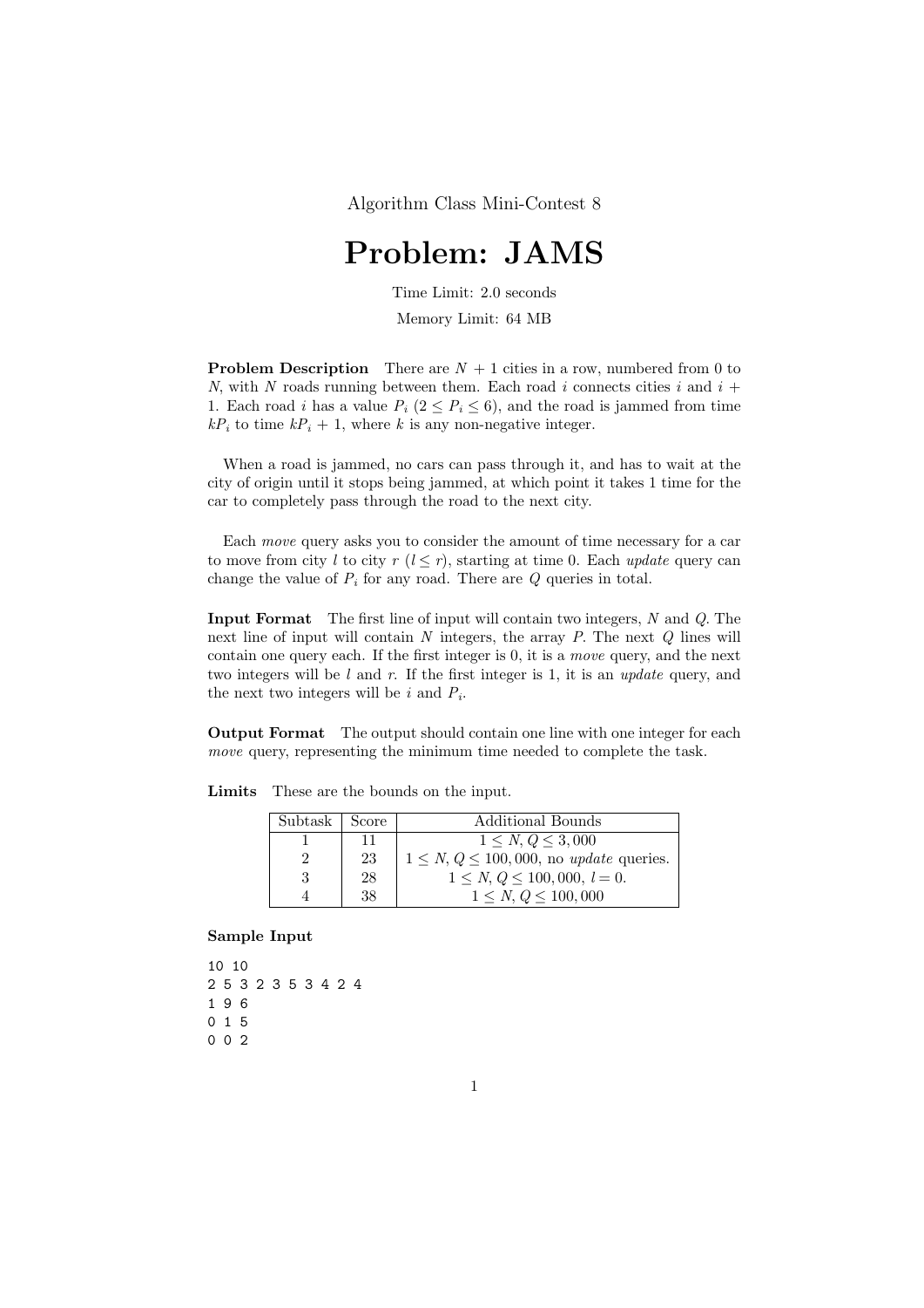Algorithm Class Mini-Contest 8

# Problem: JAMS

Time Limit: 2.0 seconds

Memory Limit: 64 MB

**Problem Description** There are $N + 1$ cities in a row, numbered from 0 to $N$, with $N$ roads running between them. Each road $i$ connects cities $i$ and $i + 1$. Each road $i$ has a value $P_i$ ($2 \leq P_i \leq 6$), and the road is jammed from time $kP_i$ to time $kP_i + 1$, where $k$ is any non-negative integer.

When a road is jammed, no cars can pass through it, and has to wait at the city of origin until it stops being jammed, at which point it takes 1 time for the car to completely pass through the road to the next city.

Each *move* query asks you to consider the amount of time necessary for a car to move from city $l$ to city $r$ ($l \leq r$), starting at time 0. Each *update* query can change the value of $P_i$ for any road. There are $Q$ queries in total.

**Input Format** The first line of input will contain two integers, $N$ and $Q$. The next line of input will contain $N$ integers, the array $P$. The next $Q$ lines will contain one query each. If the first integer is 0, it is a *move* query, and the next two integers will be $l$ and $r$. If the first integer is 1, it is an *update* query, and the next two integers will be $i$ and $P_i$.

**Output Format** The output should contain one line with one integer for each *move* query, representing the minimum time needed to complete the task.

**Limits** These are the bounds on the input.

| Subtask | Score | Additional Bounds |
|---|---|---|
| 1 | 11 | $1 \leq N, Q \leq 3,000$ |
| 2 | 23 | $1 \leq N, Q \leq 100,000$, no *update* queries. |
| 3 | 28 | $1 \leq N, Q \leq 100,000$, $l = 0$. |
| 4 | 38 | $1 \leq N, Q \leq 100,000$ |

**Sample Input**

```
10 10
2 5 3 2 3 5 3 4 2 4
1 9 6
0 1 5
0 0 2
```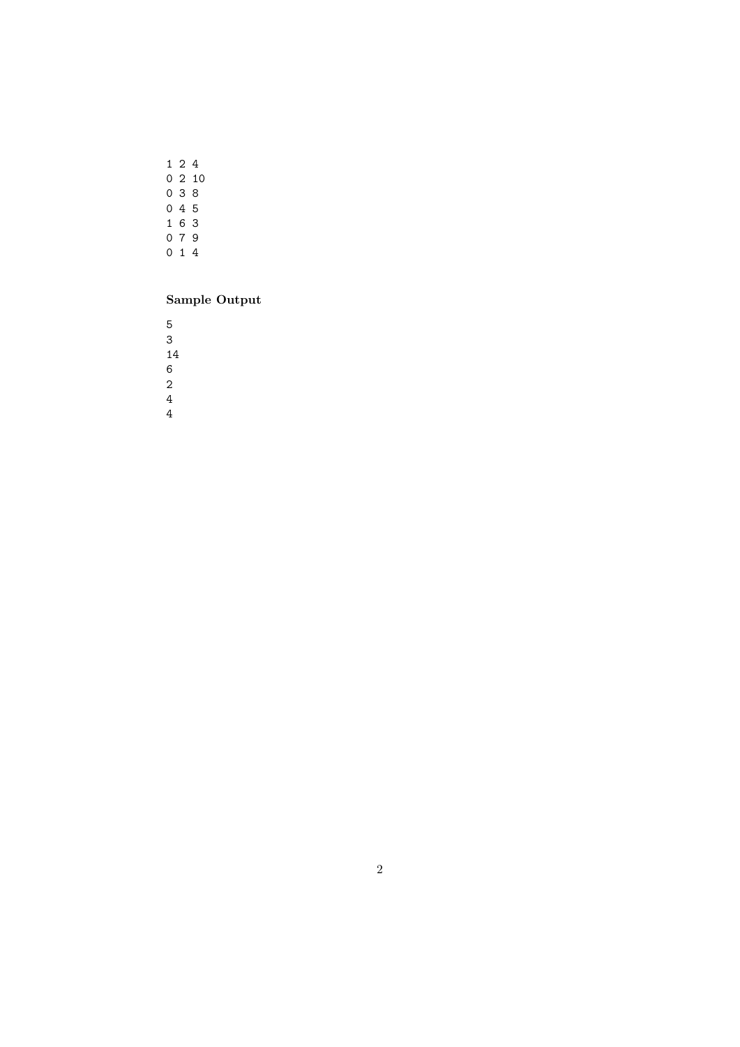```
1 2 4
0 2 10
0 3 8
0 4 5
1 6 3
0 7 9
0 1 4
```

**Sample Output**

```
5
3
14
6
2
4
4
```